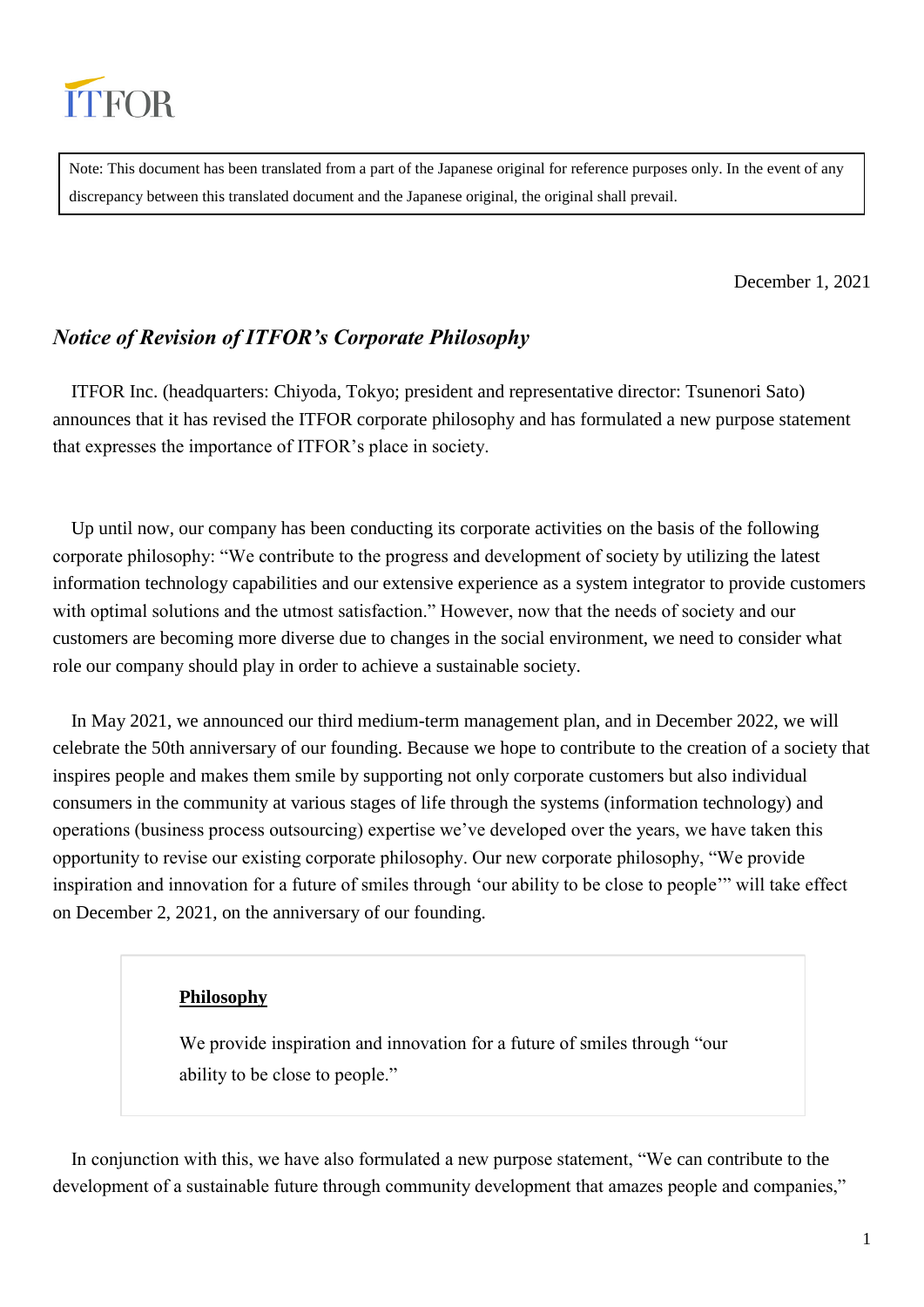ITFOR

Note: This document has been translated from a part of the Japanese original for reference purposes only. In the event of any discrepancy between this translated document and the Japanese original, the original shall prevail.

December 1, 2021

## *Notice of Revision of ITFOR's Corporate Philosophy*

ITFOR Inc. (headquarters: Chiyoda, Tokyo; president and representative director: Tsunenori Sato) announces that it has revised the ITFOR corporate philosophy and has formulated a new purpose statement that expresses the importance of ITFOR's place in society.

Up until now, our company has been conducting its corporate activities on the basis of the following corporate philosophy: "We contribute to the progress and development of society by utilizing the latest information technology capabilities and our extensive experience as a system integrator to provide customers with optimal solutions and the utmost satisfaction." However, now that the needs of society and our customers are becoming more diverse due to changes in the social environment, we need to consider what role our company should play in order to achieve a sustainable society.

In May 2021, we announced our third medium-term management plan, and in December 2022, we will celebrate the 50th anniversary of our founding. Because we hope to contribute to the creation of a society that inspires people and makes them smile by supporting not only corporate customers but also individual consumers in the community at various stages of life through the systems (information technology) and operations (business process outsourcing) expertise we've developed over the years, we have taken this opportunity to revise our existing corporate philosophy. Our new corporate philosophy, "We provide inspiration and innovation for a future of smiles through 'our ability to be close to people'" will take effect on December 2, 2021, on the anniversary of our founding.

> **Philosophy**
>
> We provide inspiration and innovation for a future of smiles through "our ability to be close to people."

In conjunction with this, we have also formulated a new purpose statement, "We can contribute to the development of a sustainable future through community development that amazes people and companies,"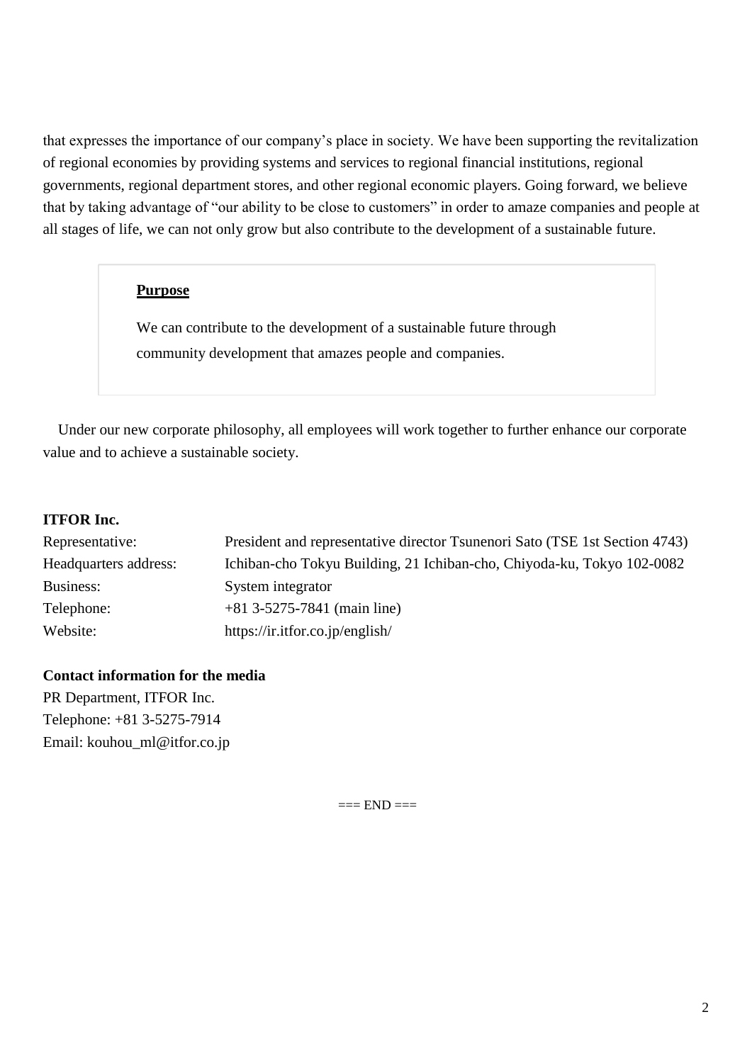that expresses the importance of our company's place in society. We have been supporting the revitalization of regional economies by providing systems and services to regional financial institutions, regional governments, regional department stores, and other regional economic players. Going forward, we believe that by taking advantage of "our ability to be close to customers" in order to amaze companies and people at all stages of life, we can not only grow but also contribute to the development of a sustainable future.

> **Purpose**
>
> We can contribute to the development of a sustainable future through community development that amazes people and companies.

Under our new corporate philosophy, all employees will work together to further enhance our corporate value and to achieve a sustainable society.

**ITFOR Inc.**

| | |
|---|---|
| Representative: | President and representative director Tsunenori Sato (TSE 1st Section 4743) |
| Headquarters address: | Ichiban-cho Tokyu Building, 21 Ichiban-cho, Chiyoda-ku, Tokyo 102-0082 |
| Business: | System integrator |
| Telephone: | +81 3-5275-7841 (main line) |
| Website: | https://ir.itfor.co.jp/english/ |

**Contact information for the media**

PR Department, ITFOR Inc.
Telephone: +81 3-5275-7914
Email: kouhou_ml@itfor.co.jp

=== END ===